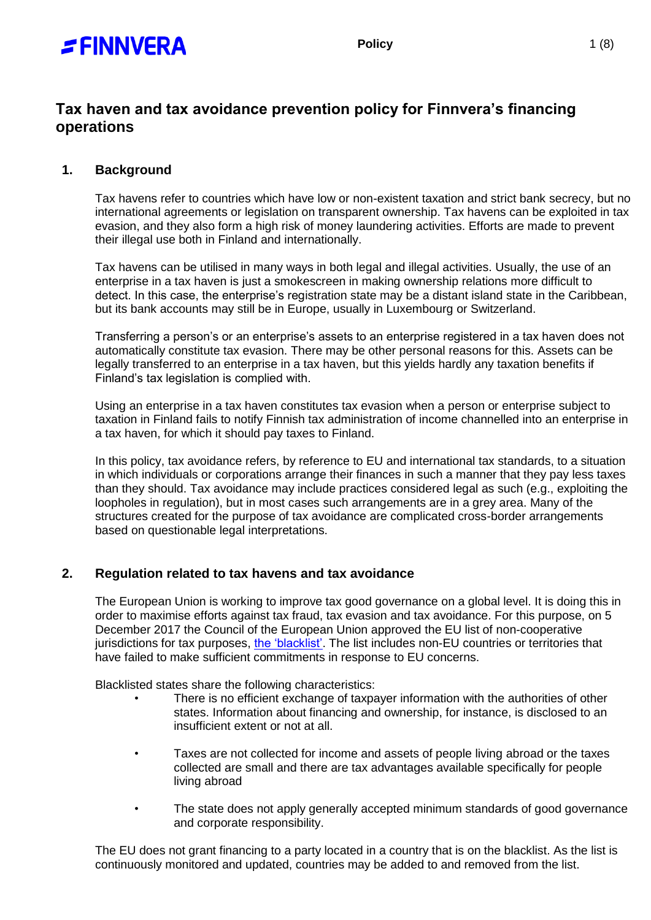# Tax haven and tax avoidance prevention policy for Finnvera's financing operations

## 1. Background

Tax havens refer to countries which have low or non-existent taxation and strict bank secrecy, but no international agreements or legislation on transparent ownership. Tax havens can be exploited in tax evasion, and they also form a high risk of money laundering activities. Efforts are made to prevent their illegal use both in Finland and internationally.

Tax havens can be utilised in many ways in both legal and illegal activities. Usually, the use of an enterprise in a tax haven is just a smokescreen in making ownership relations more difficult to detect. In this case, the enterprise's registration state may be a distant island state in the Caribbean, but its bank accounts may still be in Europe, usually in Luxembourg or Switzerland.

Transferring a person's or an enterprise's assets to an enterprise registered in a tax haven does not automatically constitute tax evasion. There may be other personal reasons for this. Assets can be legally transferred to an enterprise in a tax haven, but this yields hardly any taxation benefits if Finland's tax legislation is complied with.

Using an enterprise in a tax haven constitutes tax evasion when a person or enterprise subject to taxation in Finland fails to notify Finnish tax administration of income channelled into an enterprise in a tax haven, for which it should pay taxes to Finland.

In this policy, tax avoidance refers, by reference to EU and international tax standards, to a situation in which individuals or corporations arrange their finances in such a manner that they pay less taxes than they should. Tax avoidance may include practices considered legal as such (e.g., exploiting the loopholes in regulation), but in most cases such arrangements are in a grey area. Many of the structures created for the purpose of tax avoidance are complicated cross-border arrangements based on questionable legal interpretations.

## 2. Regulation related to tax havens and tax avoidance

The European Union is working to improve tax good governance on a global level. It is doing this in order to maximise efforts against tax fraud, tax evasion and tax avoidance. For this purpose, on 5 December 2017 the Council of the European Union approved the EU list of non-cooperative jurisdictions for tax purposes, the 'blacklist'. The list includes non-EU countries or territories that have failed to make sufficient commitments in response to EU concerns.

Blacklisted states share the following characteristics:

- There is no efficient exchange of taxpayer information with the authorities of other states. Information about financing and ownership, for instance, is disclosed to an insufficient extent or not at all.
- Taxes are not collected for income and assets of people living abroad or the taxes collected are small and there are tax advantages available specifically for people living abroad
- The state does not apply generally accepted minimum standards of good governance and corporate responsibility.

The EU does not grant financing to a party located in a country that is on the blacklist. As the list is continuously monitored and updated, countries may be added to and removed from the list.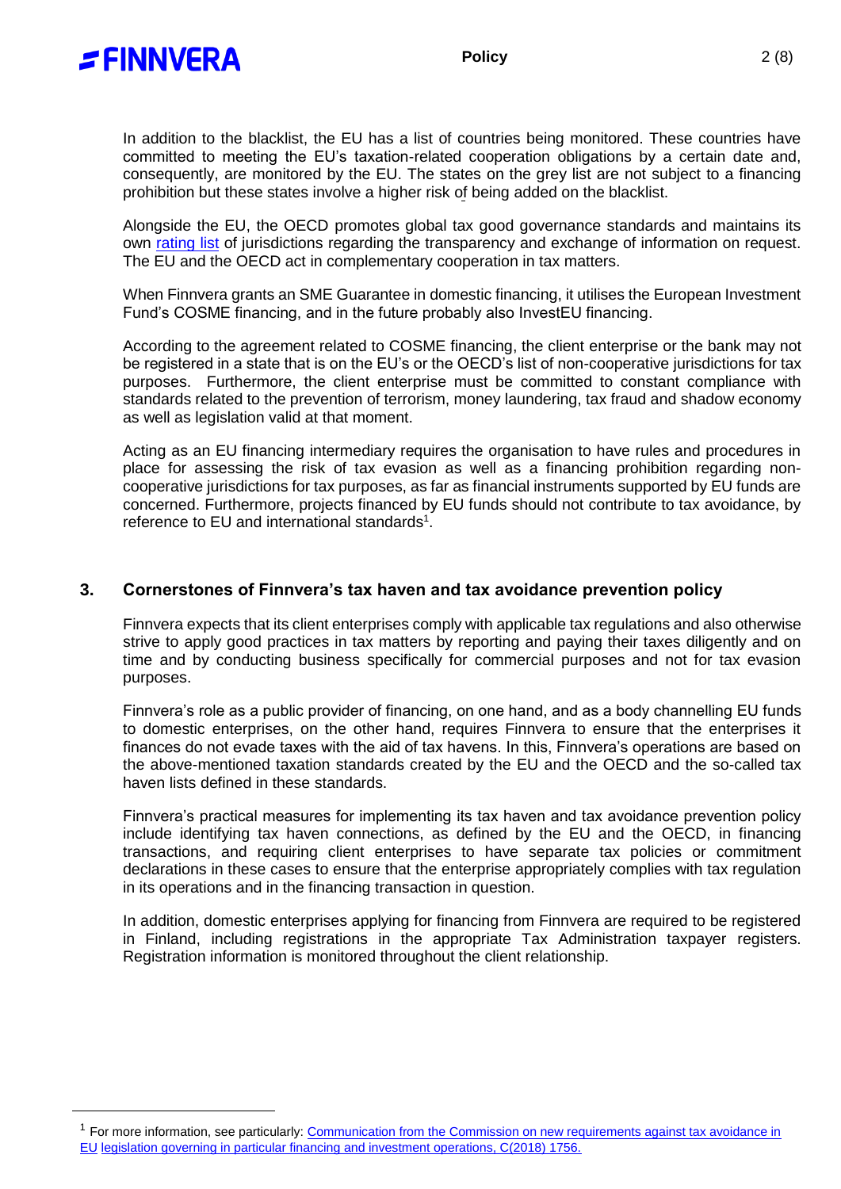In addition to the blacklist, the EU has a list of countries being monitored. These countries have committed to meeting the EU's taxation-related cooperation obligations by a certain date and, consequently, are monitored by the EU. The states on the grey list are not subject to a financing prohibition but these states involve a higher risk of being added on the blacklist.

Alongside the EU, the OECD promotes global tax good governance standards and maintains its own rating list of jurisdictions regarding the transparency and exchange of information on request. The EU and the OECD act in complementary cooperation in tax matters.

When Finnvera grants an SME Guarantee in domestic financing, it utilises the European Investment Fund's COSME financing, and in the future probably also InvestEU financing.

According to the agreement related to COSME financing, the client enterprise or the bank may not be registered in a state that is on the EU's or the OECD's list of non-cooperative jurisdictions for tax purposes. Furthermore, the client enterprise must be committed to constant compliance with standards related to the prevention of terrorism, money laundering, tax fraud and shadow economy as well as legislation valid at that moment.

Acting as an EU financing intermediary requires the organisation to have rules and procedures in place for assessing the risk of tax evasion as well as a financing prohibition regarding non-cooperative jurisdictions for tax purposes, as far as financial instruments supported by EU funds are concerned. Furthermore, projects financed by EU funds should not contribute to tax avoidance, by reference to EU and international standards[1].

## 3. Cornerstones of Finnvera's tax haven and tax avoidance prevention policy

Finnvera expects that its client enterprises comply with applicable tax regulations and also otherwise strive to apply good practices in tax matters by reporting and paying their taxes diligently and on time and by conducting business specifically for commercial purposes and not for tax evasion purposes.

Finnvera's role as a public provider of financing, on one hand, and as a body channelling EU funds to domestic enterprises, on the other hand, requires Finnvera to ensure that the enterprises it finances do not evade taxes with the aid of tax havens. In this, Finnvera's operations are based on the above-mentioned taxation standards created by the EU and the OECD and the so-called tax haven lists defined in these standards.

Finnvera's practical measures for implementing its tax haven and tax avoidance prevention policy include identifying tax haven connections, as defined by the EU and the OECD, in financing transactions, and requiring client enterprises to have separate tax policies or commitment declarations in these cases to ensure that the enterprise appropriately complies with tax regulation in its operations and in the financing transaction in question.

In addition, domestic enterprises applying for financing from Finnvera are required to be registered in Finland, including registrations in the appropriate Tax Administration taxpayer registers. Registration information is monitored throughout the client relationship.

---

[1] For more information, see particularly: Communication from the Commission on new requirements against tax avoidance in EU legislation governing in particular financing and investment operations, C(2018) 1756.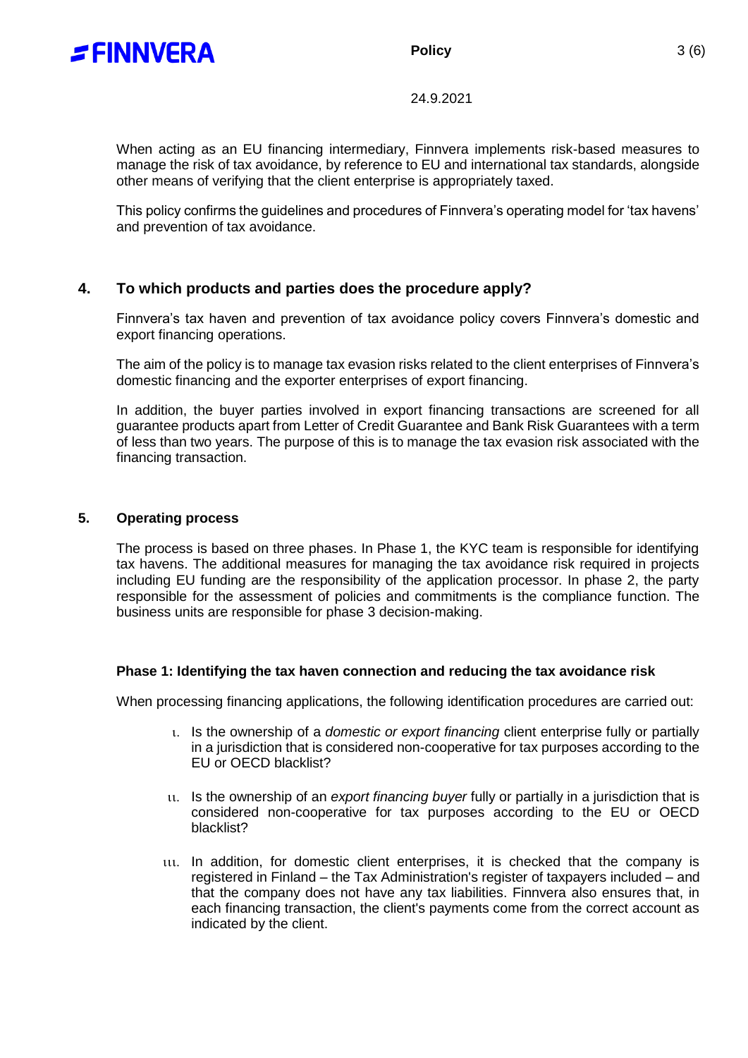When acting as an EU financing intermediary, Finnvera implements risk-based measures to manage the risk of tax avoidance, by reference to EU and international tax standards, alongside other means of verifying that the client enterprise is appropriately taxed.

This policy confirms the guidelines and procedures of Finnvera's operating model for 'tax havens' and prevention of tax avoidance.

## 4. To which products and parties does the procedure apply?

Finnvera's tax haven and prevention of tax avoidance policy covers Finnvera's domestic and export financing operations.

The aim of the policy is to manage tax evasion risks related to the client enterprises of Finnvera's domestic financing and the exporter enterprises of export financing.

In addition, the buyer parties involved in export financing transactions are screened for all guarantee products apart from Letter of Credit Guarantee and Bank Risk Guarantees with a term of less than two years. The purpose of this is to manage the tax evasion risk associated with the financing transaction.

## 5. Operating process

The process is based on three phases. In Phase 1, the KYC team is responsible for identifying tax havens. The additional measures for managing the tax avoidance risk required in projects including EU funding are the responsibility of the application processor. In phase 2, the party responsible for the assessment of policies and commitments is the compliance function. The business units are responsible for phase 3 decision-making.

### Phase 1: Identifying the tax haven connection and reducing the tax avoidance risk

When processing financing applications, the following identification procedures are carried out:

i. Is the ownership of a *domestic or export financing* client enterprise fully or partially in a jurisdiction that is considered non-cooperative for tax purposes according to the EU or OECD blacklist?

ii. Is the ownership of an *export financing buyer* fully or partially in a jurisdiction that is considered non-cooperative for tax purposes according to the EU or OECD blacklist?

iii. In addition, for domestic client enterprises, it is checked that the company is registered in Finland – the Tax Administration's register of taxpayers included – and that the company does not have any tax liabilities. Finnvera also ensures that, in each financing transaction, the client's payments come from the correct account as indicated by the client.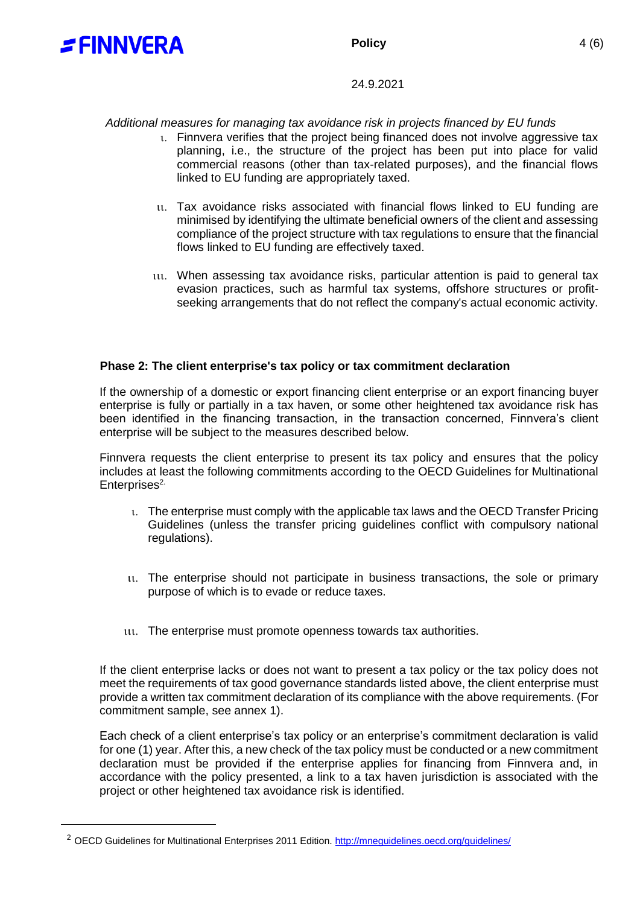*Additional measures for managing tax avoidance risk in projects financed by EU funds*

i. Finnvera verifies that the project being financed does not involve aggressive tax planning, i.e., the structure of the project has been put into place for valid commercial reasons (other than tax-related purposes), and the financial flows linked to EU funding are appropriately taxed.

ii. Tax avoidance risks associated with financial flows linked to EU funding are minimised by identifying the ultimate beneficial owners of the client and assessing compliance of the project structure with tax regulations to ensure that the financial flows linked to EU funding are effectively taxed.

iii. When assessing tax avoidance risks, particular attention is paid to general tax evasion practices, such as harmful tax systems, offshore structures or profit-seeking arrangements that do not reflect the company's actual economic activity.

**Phase 2: The client enterprise's tax policy or tax commitment declaration**

If the ownership of a domestic or export financing client enterprise or an export financing buyer enterprise is fully or partially in a tax haven, or some other heightened tax avoidance risk has been identified in the financing transaction, in the transaction concerned, Finnvera's client enterprise will be subject to the measures described below.

Finnvera requests the client enterprise to present its tax policy and ensures that the policy includes at least the following commitments according to the OECD Guidelines for Multinational Enterprises[2].

i. The enterprise must comply with the applicable tax laws and the OECD Transfer Pricing Guidelines (unless the transfer pricing guidelines conflict with compulsory national regulations).

ii. The enterprise should not participate in business transactions, the sole or primary purpose of which is to evade or reduce taxes.

iii. The enterprise must promote openness towards tax authorities.

If the client enterprise lacks or does not want to present a tax policy or the tax policy does not meet the requirements of tax good governance standards listed above, the client enterprise must provide a written tax commitment declaration of its compliance with the above requirements. (For commitment sample, see annex 1).

Each check of a client enterprise's tax policy or an enterprise's commitment declaration is valid for one (1) year. After this, a new check of the tax policy must be conducted or a new commitment declaration must be provided if the enterprise applies for financing from Finnvera and, in accordance with the policy presented, a link to a tax haven jurisdiction is associated with the project or other heightened tax avoidance risk is identified.

---

[2] OECD Guidelines for Multinational Enterprises 2011 Edition. http://mneguidelines.oecd.org/guidelines/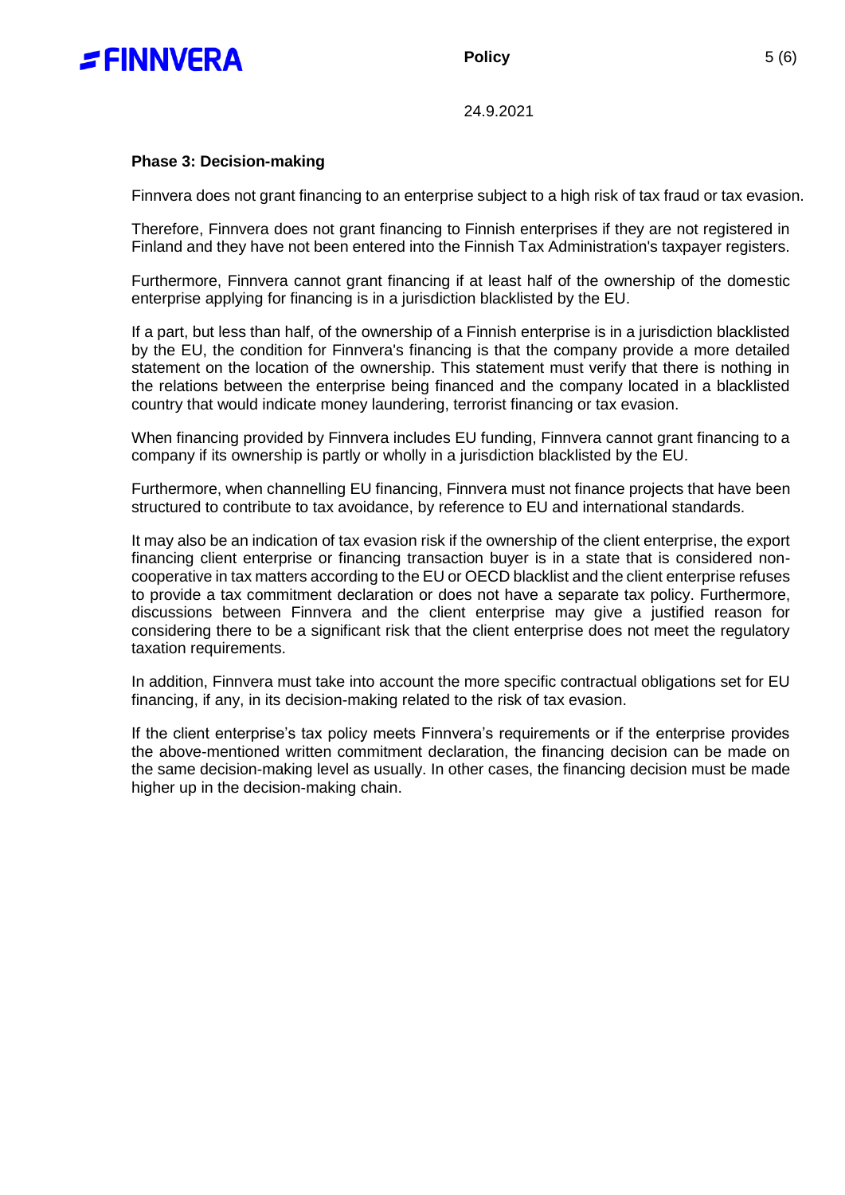### Phase 3: Decision-making

Finnvera does not grant financing to an enterprise subject to a high risk of tax fraud or tax evasion.

Therefore, Finnvera does not grant financing to Finnish enterprises if they are not registered in Finland and they have not been entered into the Finnish Tax Administration's taxpayer registers.

Furthermore, Finnvera cannot grant financing if at least half of the ownership of the domestic enterprise applying for financing is in a jurisdiction blacklisted by the EU.

If a part, but less than half, of the ownership of a Finnish enterprise is in a jurisdiction blacklisted by the EU, the condition for Finnvera's financing is that the company provide a more detailed statement on the location of the ownership. This statement must verify that there is nothing in the relations between the enterprise being financed and the company located in a blacklisted country that would indicate money laundering, terrorist financing or tax evasion.

When financing provided by Finnvera includes EU funding, Finnvera cannot grant financing to a company if its ownership is partly or wholly in a jurisdiction blacklisted by the EU.

Furthermore, when channelling EU financing, Finnvera must not finance projects that have been structured to contribute to tax avoidance, by reference to EU and international standards.

It may also be an indication of tax evasion risk if the ownership of the client enterprise, the export financing client enterprise or financing transaction buyer is in a state that is considered non-cooperative in tax matters according to the EU or OECD blacklist and the client enterprise refuses to provide a tax commitment declaration or does not have a separate tax policy. Furthermore, discussions between Finnvera and the client enterprise may give a justified reason for considering there to be a significant risk that the client enterprise does not meet the regulatory taxation requirements.

In addition, Finnvera must take into account the more specific contractual obligations set for EU financing, if any, in its decision-making related to the risk of tax evasion.

If the client enterprise's tax policy meets Finnvera's requirements or if the enterprise provides the above-mentioned written commitment declaration, the financing decision can be made on the same decision-making level as usually. In other cases, the financing decision must be made higher up in the decision-making chain.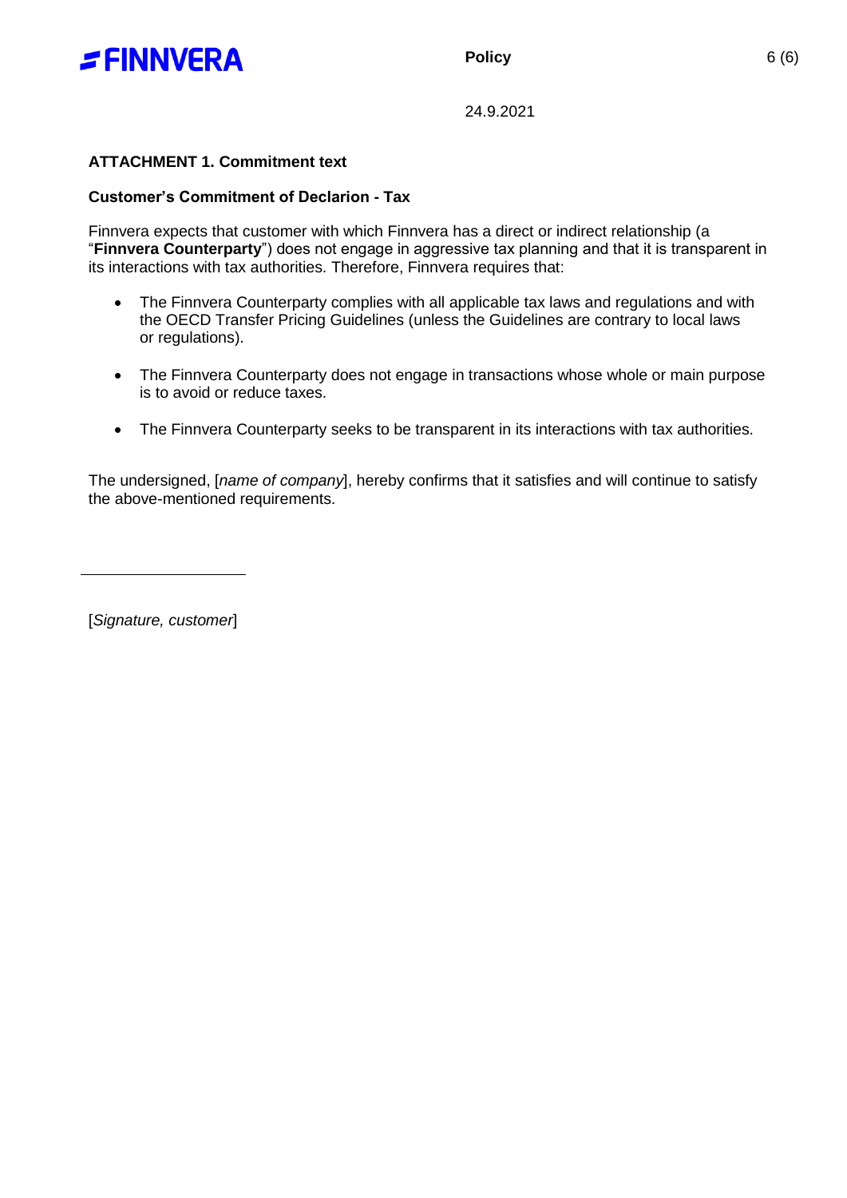## ATTACHMENT 1. Commitment text

### Customer's Commitment of Declarion - Tax

Finnvera expects that customer with which Finnvera has a direct or indirect relationship (a "**Finnvera Counterparty**") does not engage in aggressive tax planning and that it is transparent in its interactions with tax authorities. Therefore, Finnvera requires that:

- The Finnvera Counterparty complies with all applicable tax laws and regulations and with the OECD Transfer Pricing Guidelines (unless the Guidelines are contrary to local laws or regulations).
- The Finnvera Counterparty does not engage in transactions whose whole or main purpose is to avoid or reduce taxes.
- The Finnvera Counterparty seeks to be transparent in its interactions with tax authorities.

The undersigned, [*name of company*], hereby confirms that it satisfies and will continue to satisfy the above-mentioned requirements.

\_\_\_\_\_\_\_\_\_\_\_\_\_\_\_\_\_\_\_\_

[*Signature, customer*]